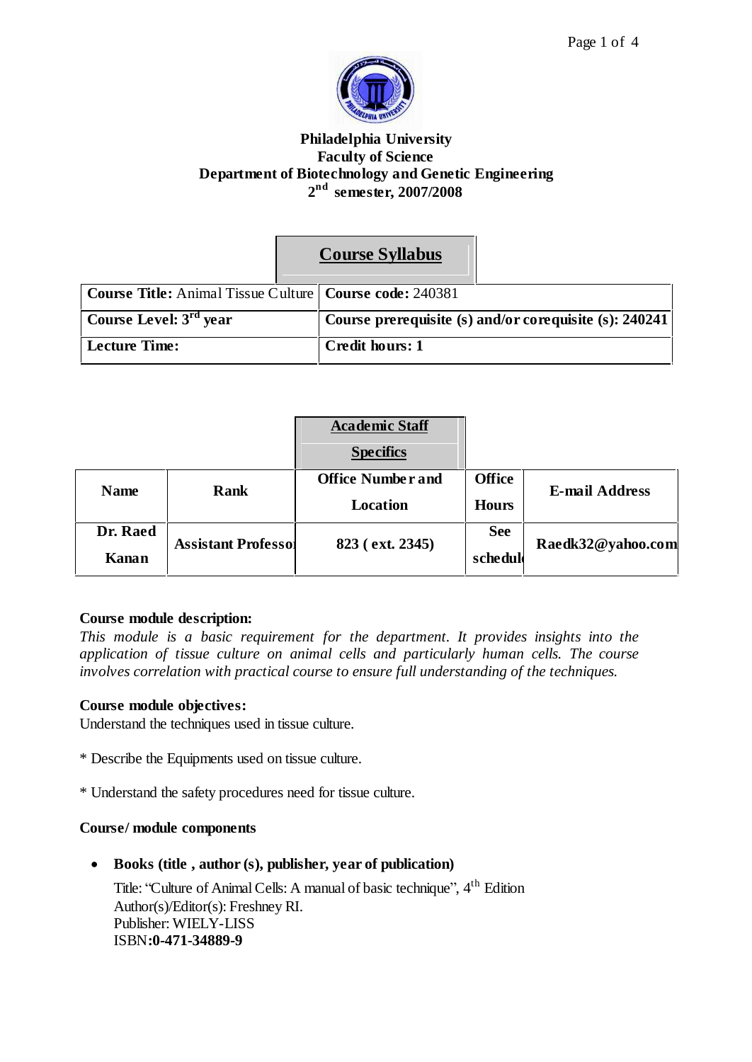**Philadelphia University**
**Faculty of Science**
**Department of Biotechnology and Genetic Engineering**
**2nd semester, 2007/2008**

## Course Syllabus

| **Course Title:** Animal Tissue Culture | **Course code:** 240381 |
|---|---|
| **Course Level: 3rd year** | **Course prerequisite (s) and/or corequisite (s): 240241** |
| **Lecture Time:** | **Credit hours: 1** |

## Academic Staff Specifics

| Name | Rank | Office Number and Location | Office Hours | E-mail Address |
|---|---|---|---|---|
| Dr. Raed Kanan | Assistant Professor | 823 ( ext. 2345) | See schedule | Raedk32@yahoo.com |

**Course module description:**

*This module is a basic requirement for the department. It provides insights into the application of tissue culture on animal cells and particularly human cells. The course involves correlation with practical course to ensure full understanding of the techniques.*

**Course module objectives:**

Understand the techniques used in tissue culture.

* Describe the Equipments used on tissue culture.

* Understand the safety procedures need for tissue culture.

**Course/ module components**

- **Books (title , author (s), publisher, year of publication)**

  Title: "Culture of Animal Cells: A manual of basic technique", 4th Edition
  Author(s)/Editor(s): Freshney RI.
  Publisher: WIELY-LISS
  ISBN:**0-471-34889-9**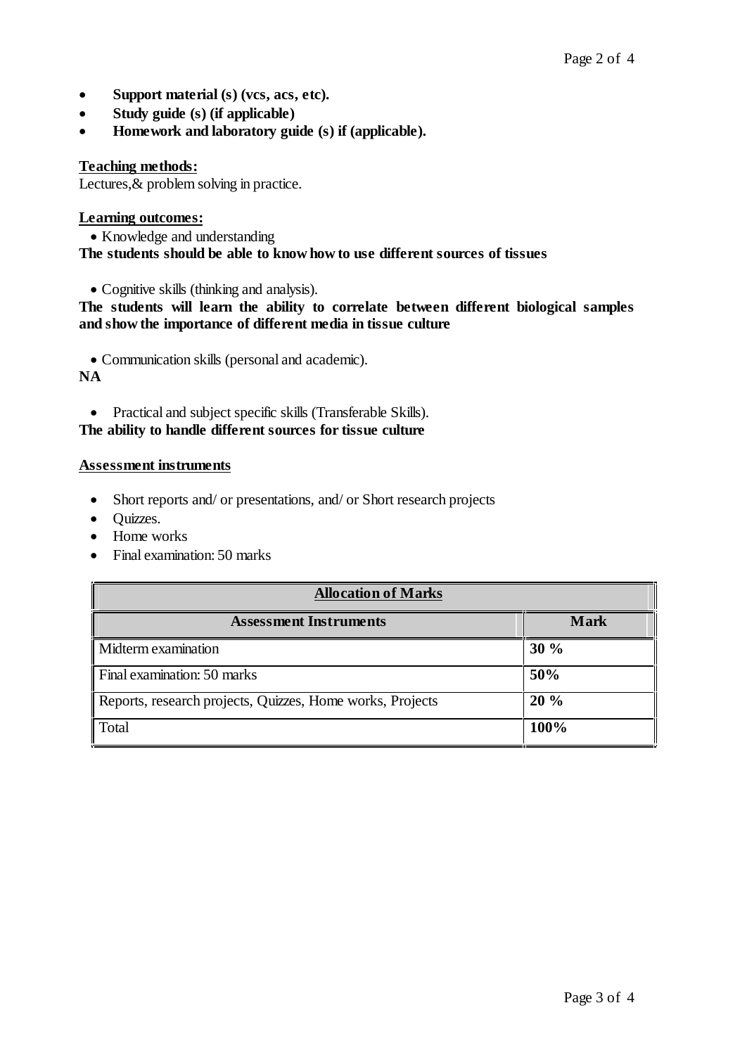- **Support material (s) (vcs, acs, etc).**
- **Study guide (s) (if applicable)**
- **Homework and laboratory guide (s) if (applicable).**

**Teaching methods:**

Lectures,& problem solving in practice.

**Learning outcomes:**

- Knowledge and understanding

**The students should be able to know how to use different sources of tissues**

- Cognitive skills (thinking and analysis).

**The students will learn the ability to correlate between different biological samples and show the importance of different media in tissue culture**

- Communication skills (personal and academic).

**NA**

- Practical and subject specific skills (Transferable Skills).

**The ability to handle different sources for tissue culture**

**Assessment instruments**

- Short reports and/ or presentations, and/ or Short research projects
- Quizzes.
- Home works
- Final examination: 50 marks

| **Allocation of Marks** | |
|---|---|
| **Assessment Instruments** | **Mark** |
| Midterm examination | **30 %** |
| Final examination: 50 marks | **50%** |
| Reports, research projects, Quizzes, Home works, Projects | **20 %** |
| Total | **100%** |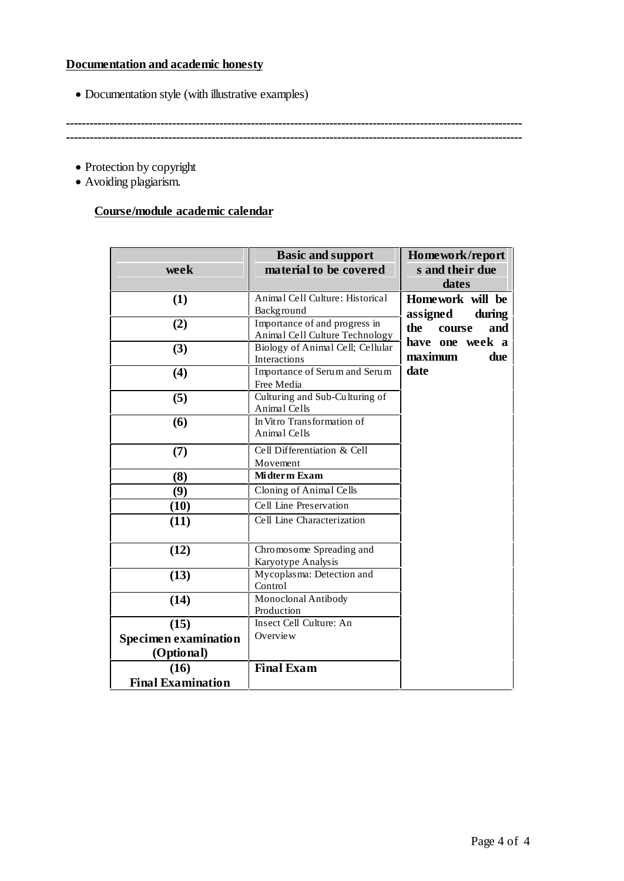**Documentation and academic honesty**

- Documentation style (with illustrative examples)

---

---

- Protection by copyright
- Avoiding plagiarism.

**Course/module academic calendar**

| week | Basic and support material to be covered | Homework/reports and their due dates |
|---|---|---|
| (1) | Animal Cell Culture: Historical Background | Homework will be assigned during the course and have one week a maximum due date |
| (2) | Importance of and progress in Animal Cell Culture Technology | |
| (3) | Biology of Animal Cell; Cellular Interactions | |
| (4) | Importance of Serum and Serum Free Media | |
| (5) | Culturing and Sub-Culturing of Animal Cells | |
| (6) | In Vitro Transformation of Animal Cells | |
| (7) | Cell Differentiation & Cell Movement | |
| (8) | **Midterm Exam** | |
| (9) | Cloning of Animal Cells | |
| (10) | Cell Line Preservation | |
| (11) | Cell Line Characterization | |
| (12) | Chromosome Spreading and Karyotype Analysis | |
| (13) | Mycoplasma: Detection and Control | |
| (14) | Monoclonal Antibody Production | |
| (15) Specimen examination (Optional) | Insect Cell Culture: An Overview | |
| (16) Final Examination | **Final Exam** | |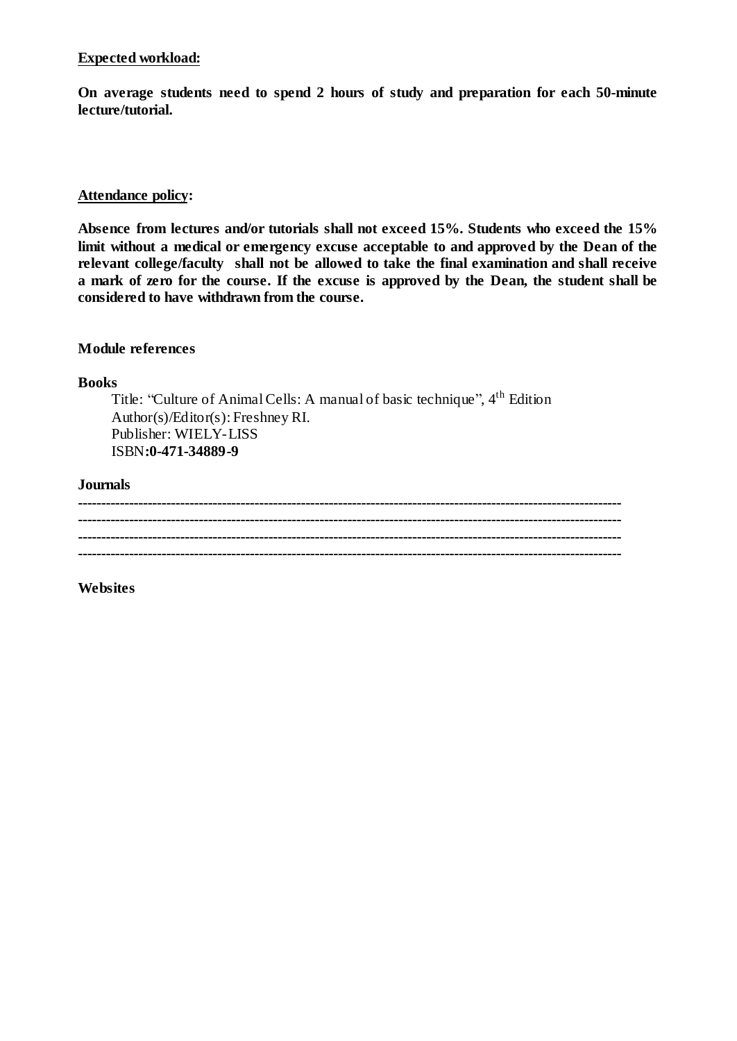**<u>Expected workload:</u>**

**On average students need to spend 2 hours of study and preparation for each 50-minute lecture/tutorial.**

**<u>Attendance policy</u>:**

**Absence from lectures and/or tutorials shall not exceed 15%. Students who exceed the 15% limit without a medical or emergency excuse acceptable to and approved by the Dean of the relevant college/faculty shall not be allowed to take the final examination and shall receive a mark of zero for the course. If the excuse is approved by the Dean, the student shall be considered to have withdrawn from the course.**

**Module references**

**Books**

Title: "Culture of Animal Cells: A manual of basic technique", 4th Edition
Author(s)/Editor(s): Freshney RI.
Publisher: WIELY-LISS
ISBN**:0-471-34889-9**

**Journals**

-------------------------------------------------------------------------------------------------------------------
-------------------------------------------------------------------------------------------------------------------
-------------------------------------------------------------------------------------------------------------------
-------------------------------------------------------------------------------------------------------------------

**Websites**